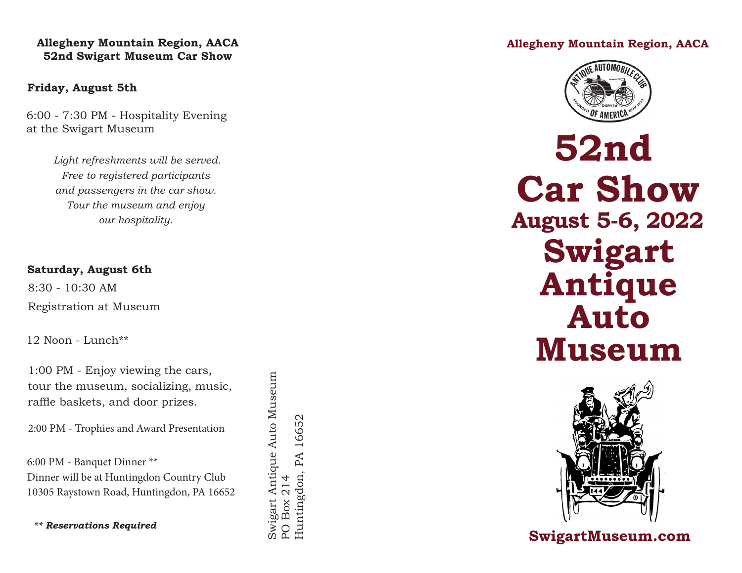**Allegheny Mountain Region, AACA**
**52nd Swigart Museum Car Show**

**Friday, August 5th**

6:00 - 7:30 PM - Hospitality Evening at the Swigart Museum

*Light refreshments will be served. Free to registered participants and passengers in the car show. Tour the museum and enjoy our hospitality.*

**Saturday, August 6th**

8:30 - 10:30 AM

Registration at Museum

12 Noon - Lunch**

1:00 PM - Enjoy viewing the cars, tour the museum, socializing, music, raffle baskets, and door prizes.

2:00 PM - Trophies and Award Presentation

6:00 PM - Banquet Dinner **
Dinner will be at Huntingdon Country Club
10305 Raystown Road, Huntingdon, PA 16652

*** Reservations Required***

Swigart Antique Auto Museum
PO Box 214
Huntingdon, PA 16652

**Allegheny Mountain Region, AACA**

ANTIQUE AUTOMOBILE CLUB OF AMERICA
FOUNDED NOV. 1935
DURYEA

# 52nd Car Show

## August 5-6, 2022

# Swigart Antique Auto Museum

**SwigartMuseum.com**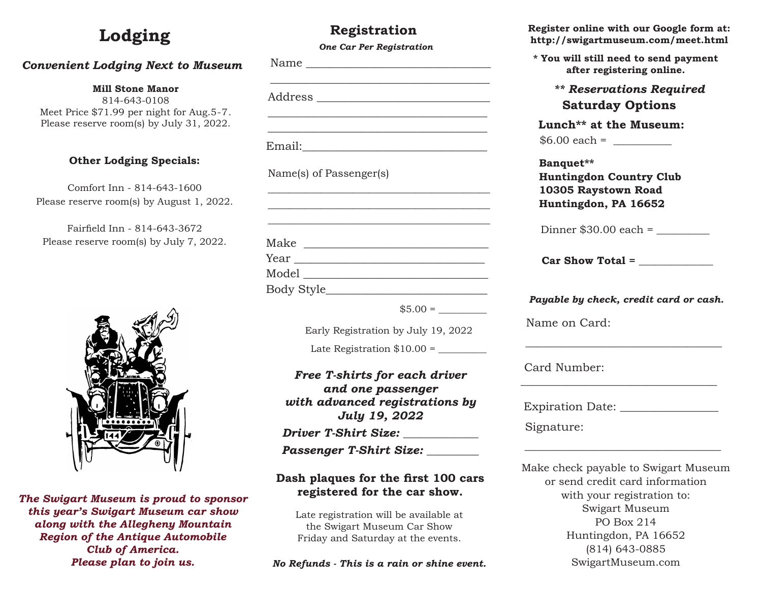# Lodging

***Convenient Lodging Next to Museum***

**Mill Stone Manor**
814-643-0108
Meet Price $71.99 per night for Aug.5-7.
Please reserve room(s) by July 31, 2022.

**Other Lodging Specials:**

Comfort Inn - 814-643-1600
Please reserve room(s) by August 1, 2022.

Fairfield Inn - 814-643-3672
Please reserve room(s) by July 7, 2022.

***The Swigart Museum is proud to sponsor this year's Swigart Museum car show along with the Allegheny Mountain Region of the Antique Automobile Club of America. Please plan to join us.***

# Registration

***One Car Per Registration***

Name ______________________________

______________________________

Address ______________________________

______________________________

______________________________

Email:______________________________

Name(s) of Passenger(s)

______________________________

______________________________

______________________________

Make ______________________________
Year ______________________________
Model ______________________________
Body Style______________________________

$5.00 = _________

Early Registration by July 19, 2022

Late Registration $10.00 = _________

***Free T-shirts for each driver and one passenger with advanced registrations by July 19, 2022***

***Driver T-Shirt Size:*** ____________

***Passenger T-Shirt Size:*** _________

**Dash plaques for the first 100 cars registered for the car show.**

Late registration will be available at the Swigart Museum Car Show Friday and Saturday at the events.

***No Refunds - This is a rain or shine event.***

**Register online with our Google form at: http://swigartmuseum.com/meet.html**

**\* You will still need to send payment after registering online.**

**\*\* *Reservations Required***

**Saturday Options**

**Lunch\*\* at the Museum:**
$6.00 each = __________

**Banquet\*\***
**Huntingdon Country Club**
**10305 Raystown Road**
**Huntingdon, PA 16652**

Dinner $30.00 each = _________

**Car Show Total =** ____________

***Payable by check, credit card or cash.***

Name on Card:

______________________________

Card Number:

______________________________

Expiration Date: ______________

Signature:

______________________________

Make check payable to Swigart Museum or send credit card information with your registration to:
Swigart Museum
PO Box 214
Huntingdon, PA 16652
(814) 643-0885
SwigartMuseum.com